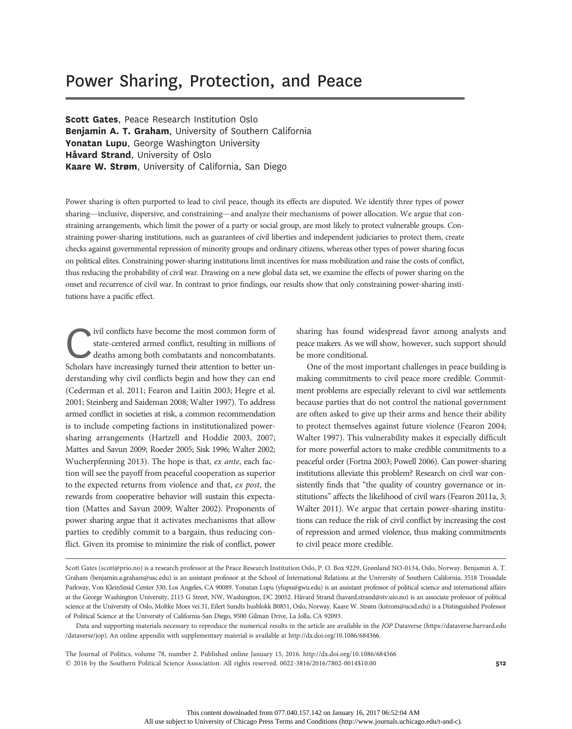# Power Sharing, Protection, and Peace

**Scott Gates**, Peace Research Institution Oslo
**Benjamin A. T. Graham**, University of Southern California
**Yonatan Lupu**, George Washington University
**Håvard Strand**, University of Oslo
**Kaare W. Strøm**, University of California, San Diego

Power sharing is often purported to lead to civil peace, though its effects are disputed. We identify three types of power sharing—inclusive, dispersive, and constraining—and analyze their mechanisms of power allocation. We argue that constraining arrangements, which limit the power of a party or social group, are most likely to protect vulnerable groups. Constraining power-sharing institutions, such as guarantees of civil liberties and independent judiciaries to protect them, create checks against governmental repression of minority groups and ordinary citizens, whereas other types of power sharing focus on political elites. Constraining power-sharing institutions limit incentives for mass mobilization and raise the costs of conflict, thus reducing the probability of civil war. Drawing on a new global data set, we examine the effects of power sharing on the onset and recurrence of civil war. In contrast to prior findings, our results show that only constraining power-sharing institutions have a pacific effect.

Civil conflicts have become the most common form of state-centered armed conflict, resulting in millions of deaths among both combatants and noncombatants. Scholars have increasingly turned their attention to better understanding why civil conflicts begin and how they can end (Cederman et al. 2011; Fearon and Laitin 2003; Hegre et al. 2001; Steinberg and Saideman 2008; Walter 1997). To address armed conflict in societies at risk, a common recommendation is to include competing factions in institutionalized power-sharing arrangements (Hartzell and Hoddie 2003, 2007; Mattes and Savun 2009; Roeder 2005; Sisk 1996; Walter 2002; Wucherpfenning 2013). The hope is that, *ex ante*, each faction will see the payoff from peaceful cooperation as superior to the expected returns from violence and that, *ex post*, the rewards from cooperative behavior will sustain this expectation (Mattes and Savun 2009; Walter 2002). Proponents of power sharing argue that it activates mechanisms that allow parties to credibly commit to a bargain, thus reducing conflict. Given its promise to minimize the risk of conflict, power sharing has found widespread favor among analysts and peace makers. As we will show, however, such support should be more conditional.

One of the most important challenges in peace building is making commitments to civil peace more credible. Commitment problems are especially relevant to civil war settlements because parties that do not control the national government are often asked to give up their arms and hence their ability to protect themselves against future violence (Fearon 2004; Walter 1997). This vulnerability makes it especially difficult for more powerful actors to make credible commitments to a peaceful order (Fortna 2003; Powell 2006). Can power-sharing institutions alleviate this problem? Research on civil war consistently finds that "the quality of country governance or institutions" affects the likelihood of civil wars (Fearon 2011a, 3; Walter 2011). We argue that certain power-sharing institutions can reduce the risk of civil conflict by increasing the cost of repression and armed violence, thus making commitments to civil peace more credible.

Scott Gates (scott@prio.no) is a research professor at the Peace Research Institution Oslo, P. O. Box 9229, Grønland NO-0134, Oslo, Norway. Benjamin A. T. Graham (benjamin.a.graham@usc.edu) is an assistant professor at the School of International Relations at the University of Southern California, 3518 Trousdale Parkway, Von KleinSmid Center 330, Los Angeles, CA 90089. Yonatan Lupu (ylupu@gwu.edu) is an assistant professor of political science and international affairs at the George Washington University, 2115 G Street, NW, Washington, DC 20052. Håvard Strand (havard.strand@stv.uio.no) is an associate professor of political science at the University of Oslo, Moltke Moes vei 31, Eilert Sundts husblokk B0851, Oslo, Norway. Kaare W. Strøm (kstrom@ucsd.edu) is a Distinguished Professor of Political Science at the University of California-San Diego, 9500 Gilman Drive, La Jolla, CA 92093.

Data and supporting materials necessary to reproduce the numerical results in the article are available in the *JOP* Dataverse (https://dataverse.harvard.edu/dataverse/jop). An online appendix with supplementary material is available at http://dx.doi.org/10.1086/684366.

The Journal of Politics, volume 78, number 2. Published online January 15, 2016. http://dx.doi.org/10.1086/684366
© 2016 by the Southern Political Science Association. All rights reserved. 0022-3816/2016/7802-0014$10.00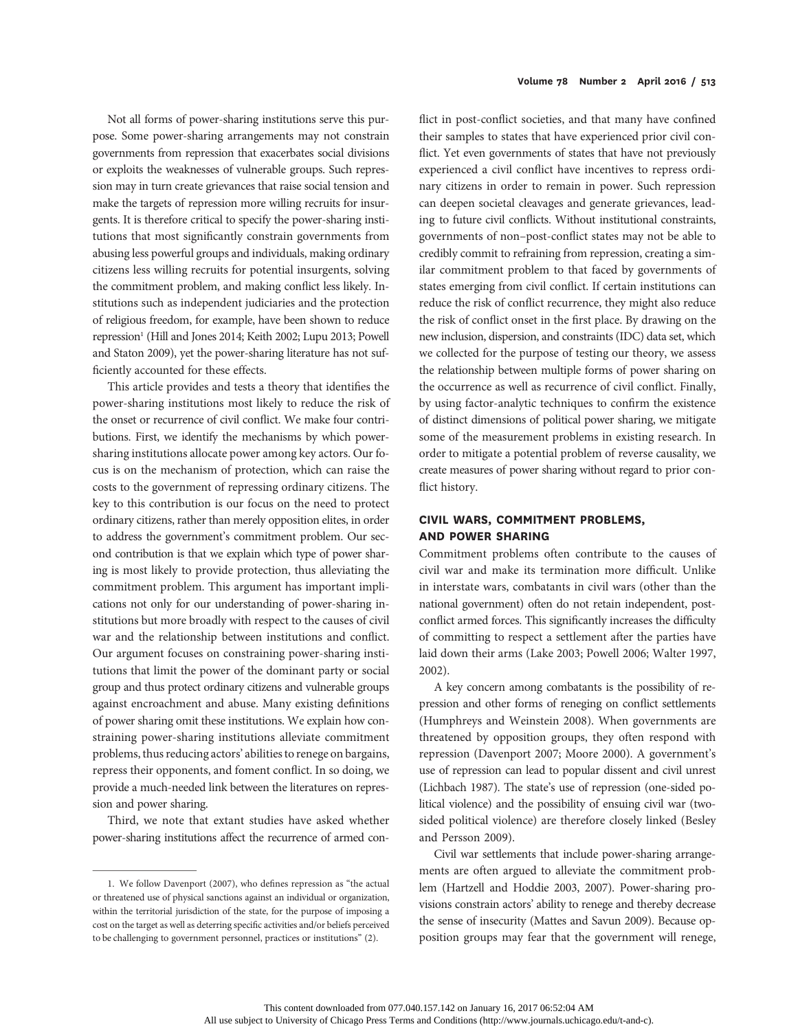Not all forms of power-sharing institutions serve this purpose. Some power-sharing arrangements may not constrain governments from repression that exacerbates social divisions or exploits the weaknesses of vulnerable groups. Such repression may in turn create grievances that raise social tension and make the targets of repression more willing recruits for insurgents. It is therefore critical to specify the power-sharing institutions that most significantly constrain governments from abusing less powerful groups and individuals, making ordinary citizens less willing recruits for potential insurgents, solving the commitment problem, and making conflict less likely. Institutions such as independent judiciaries and the protection of religious freedom, for example, have been shown to reduce repression[1] (Hill and Jones 2014; Keith 2002; Lupu 2013; Powell and Staton 2009), yet the power-sharing literature has not sufficiently accounted for these effects.

This article provides and tests a theory that identifies the power-sharing institutions most likely to reduce the risk of the onset or recurrence of civil conflict. We make four contributions. First, we identify the mechanisms by which power-sharing institutions allocate power among key actors. Our focus is on the mechanism of protection, which can raise the costs to the government of repressing ordinary citizens. The key to this contribution is our focus on the need to protect ordinary citizens, rather than merely opposition elites, in order to address the government's commitment problem. Our second contribution is that we explain which type of power sharing is most likely to provide protection, thus alleviating the commitment problem. This argument has important implications not only for our understanding of power-sharing institutions but more broadly with respect to the causes of civil war and the relationship between institutions and conflict. Our argument focuses on constraining power-sharing institutions that limit the power of the dominant party or social group and thus protect ordinary citizens and vulnerable groups against encroachment and abuse. Many existing definitions of power sharing omit these institutions. We explain how constraining power-sharing institutions alleviate commitment problems, thus reducing actors' abilities to renege on bargains, repress their opponents, and foment conflict. In so doing, we provide a much-needed link between the literatures on repression and power sharing.

Third, we note that extant studies have asked whether power-sharing institutions affect the recurrence of armed conflict in post-conflict societies, and that many have confined their samples to states that have experienced prior civil conflict. Yet even governments of states that have not previously experienced a civil conflict have incentives to repress ordinary citizens in order to remain in power. Such repression can deepen societal cleavages and generate grievances, leading to future civil conflicts. Without institutional constraints, governments of non–post-conflict states may not be able to credibly commit to refraining from repression, creating a similar commitment problem to that faced by governments of states emerging from civil conflict. If certain institutions can reduce the risk of conflict recurrence, they might also reduce the risk of conflict onset in the first place. By drawing on the new inclusion, dispersion, and constraints (IDC) data set, which we collected for the purpose of testing our theory, we assess the relationship between multiple forms of power sharing on the occurrence as well as recurrence of civil conflict. Finally, by using factor-analytic techniques to confirm the existence of distinct dimensions of political power sharing, we mitigate some of the measurement problems in existing research. In order to mitigate a potential problem of reverse causality, we create measures of power sharing without regard to prior conflict history.

## CIVIL WARS, COMMITMENT PROBLEMS, AND POWER SHARING

Commitment problems often contribute to the causes of civil war and make its termination more difficult. Unlike in interstate wars, combatants in civil wars (other than the national government) often do not retain independent, post-conflict armed forces. This significantly increases the difficulty of committing to respect a settlement after the parties have laid down their arms (Lake 2003; Powell 2006; Walter 1997, 2002).

A key concern among combatants is the possibility of repression and other forms of reneging on conflict settlements (Humphreys and Weinstein 2008). When governments are threatened by opposition groups, they often respond with repression (Davenport 2007; Moore 2000). A government's use of repression can lead to popular dissent and civil unrest (Lichbach 1987). The state's use of repression (one-sided political violence) and the possibility of ensuing civil war (two-sided political violence) are therefore closely linked (Besley and Persson 2009).

Civil war settlements that include power-sharing arrangements are often argued to alleviate the commitment problem (Hartzell and Hoddie 2003, 2007). Power-sharing provisions constrain actors' ability to renege and thereby decrease the sense of insecurity (Mattes and Savun 2009). Because opposition groups may fear that the government will renege,

1. We follow Davenport (2007), who defines repression as "the actual or threatened use of physical sanctions against an individual or organization, within the territorial jurisdiction of the state, for the purpose of imposing a cost on the target as well as deterring specific activities and/or beliefs perceived to be challenging to government personnel, practices or institutions" (2).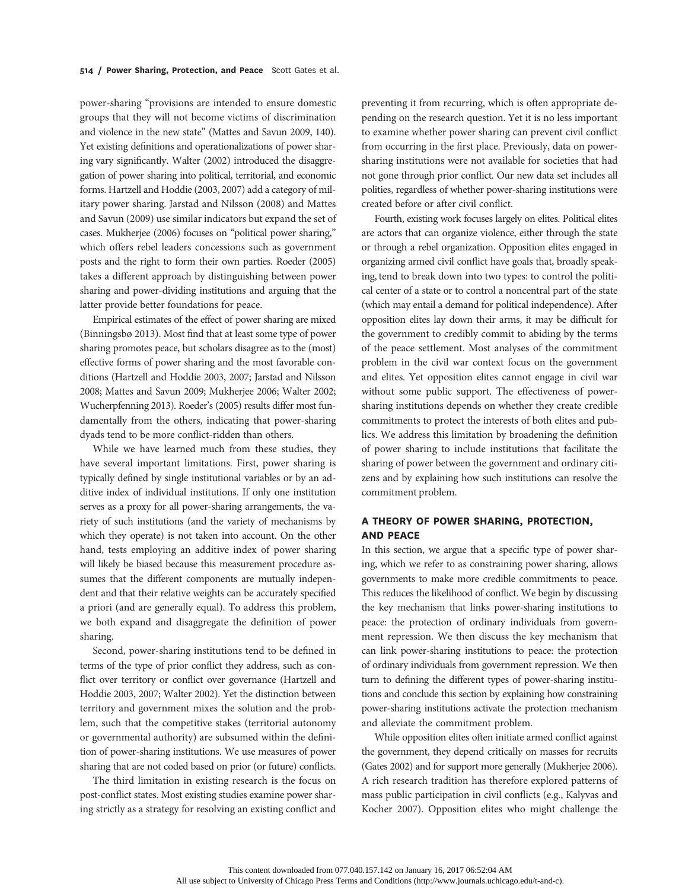power-sharing "provisions are intended to ensure domestic groups that they will not become victims of discrimination and violence in the new state" (Mattes and Savun 2009, 140). Yet existing definitions and operationalizations of power sharing vary significantly. Walter (2002) introduced the disaggregation of power sharing into political, territorial, and economic forms. Hartzell and Hoddie (2003, 2007) add a category of military power sharing. Jarstad and Nilsson (2008) and Mattes and Savun (2009) use similar indicators but expand the set of cases. Mukherjee (2006) focuses on "political power sharing," which offers rebel leaders concessions such as government posts and the right to form their own parties. Roeder (2005) takes a different approach by distinguishing between power sharing and power-dividing institutions and arguing that the latter provide better foundations for peace.

Empirical estimates of the effect of power sharing are mixed (Binningsbø 2013). Most find that at least some type of power sharing promotes peace, but scholars disagree as to the (most) effective forms of power sharing and the most favorable conditions (Hartzell and Hoddie 2003, 2007; Jarstad and Nilsson 2008; Mattes and Savun 2009; Mukherjee 2006; Walter 2002; Wucherpfenning 2013). Roeder's (2005) results differ most fundamentally from the others, indicating that power-sharing dyads tend to be more conflict-ridden than others.

While we have learned much from these studies, they have several important limitations. First, power sharing is typically defined by single institutional variables or by an additive index of individual institutions. If only one institution serves as a proxy for all power-sharing arrangements, the variety of such institutions (and the variety of mechanisms by which they operate) is not taken into account. On the other hand, tests employing an additive index of power sharing will likely be biased because this measurement procedure assumes that the different components are mutually independent and that their relative weights can be accurately specified a priori (and are generally equal). To address this problem, we both expand and disaggregate the definition of power sharing.

Second, power-sharing institutions tend to be defined in terms of the type of prior conflict they address, such as conflict over territory or conflict over governance (Hartzell and Hoddie 2003, 2007; Walter 2002). Yet the distinction between territory and government mixes the solution and the problem, such that the competitive stakes (territorial autonomy or governmental authority) are subsumed within the definition of power-sharing institutions. We use measures of power sharing that are not coded based on prior (or future) conflicts.

The third limitation in existing research is the focus on post-conflict states. Most existing studies examine power sharing strictly as a strategy for resolving an existing conflict and preventing it from recurring, which is often appropriate depending on the research question. Yet it is no less important to examine whether power sharing can prevent civil conflict from occurring in the first place. Previously, data on power-sharing institutions were not available for societies that had not gone through prior conflict. Our new data set includes all polities, regardless of whether power-sharing institutions were created before or after civil conflict.

Fourth, existing work focuses largely on elites. Political elites are actors that can organize violence, either through the state or through a rebel organization. Opposition elites engaged in organizing armed civil conflict have goals that, broadly speaking, tend to break down into two types: to control the political center of a state or to control a noncentral part of the state (which may entail a demand for political independence). After opposition elites lay down their arms, it may be difficult for the government to credibly commit to abiding by the terms of the peace settlement. Most analyses of the commitment problem in the civil war context focus on the government and elites. Yet opposition elites cannot engage in civil war without some public support. The effectiveness of power-sharing institutions depends on whether they create credible commitments to protect the interests of both elites and publics. We address this limitation by broadening the definition of power sharing to include institutions that facilitate the sharing of power between the government and ordinary citizens and by explaining how such institutions can resolve the commitment problem.

## A THEORY OF POWER SHARING, PROTECTION, AND PEACE

In this section, we argue that a specific type of power sharing, which we refer to as constraining power sharing, allows governments to make more credible commitments to peace. This reduces the likelihood of conflict. We begin by discussing the key mechanism that links power-sharing institutions to peace: the protection of ordinary individuals from government repression. We then discuss the key mechanism that can link power-sharing institutions to peace: the protection of ordinary individuals from government repression. We then turn to defining the different types of power-sharing institutions and conclude this section by explaining how constraining power-sharing institutions activate the protection mechanism and alleviate the commitment problem.

While opposition elites often initiate armed conflict against the government, they depend critically on masses for recruits (Gates 2002) and for support more generally (Mukherjee 2006). A rich research tradition has therefore explored patterns of mass public participation in civil conflicts (e.g., Kalyvas and Kocher 2007). Opposition elites who might challenge the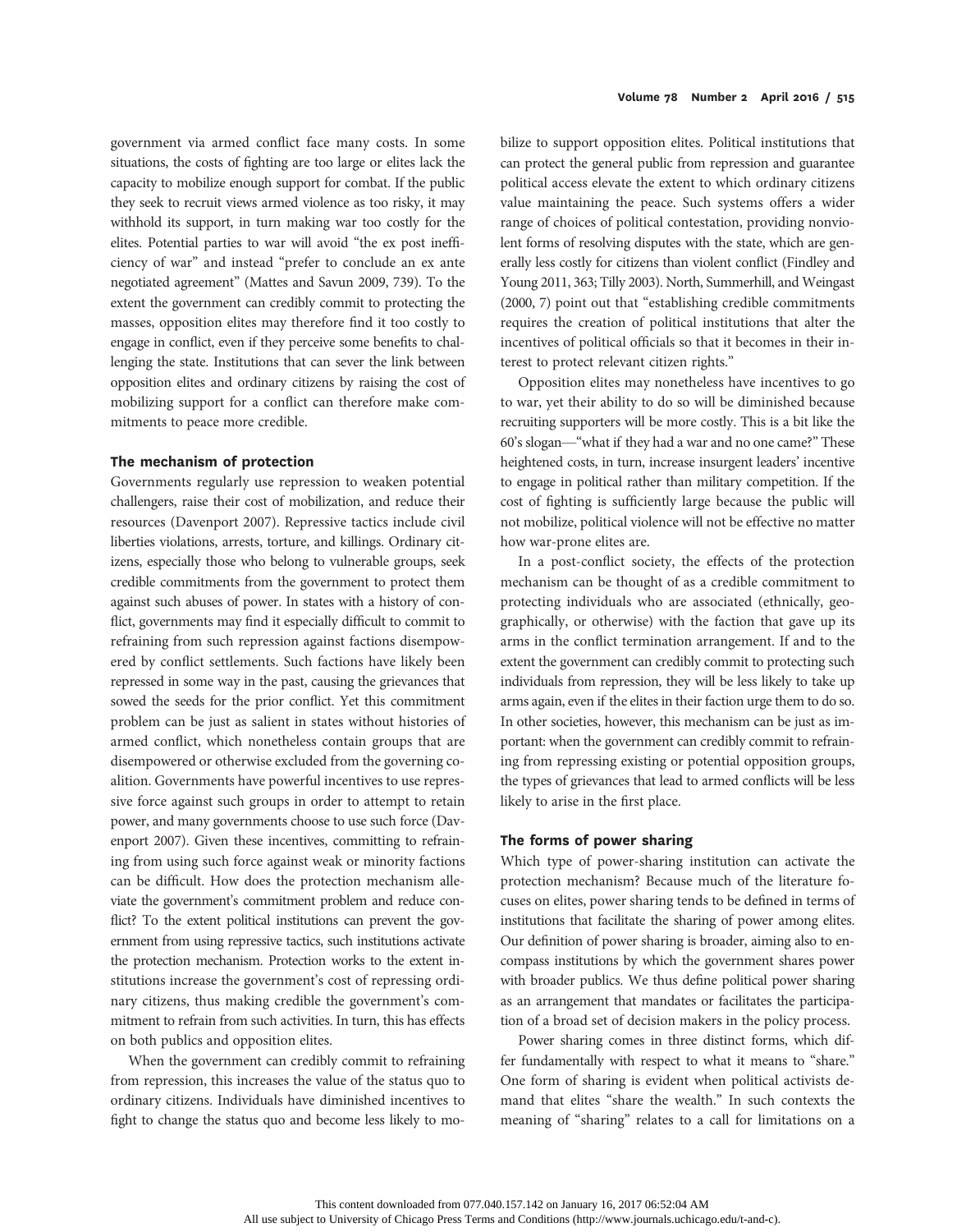government via armed conflict face many costs. In some situations, the costs of fighting are too large or elites lack the capacity to mobilize enough support for combat. If the public they seek to recruit views armed violence as too risky, it may withhold its support, in turn making war too costly for the elites. Potential parties to war will avoid "the ex post inefficiency of war" and instead "prefer to conclude an ex ante negotiated agreement" (Mattes and Savun 2009, 739). To the extent the government can credibly commit to protecting the masses, opposition elites may therefore find it too costly to engage in conflict, even if they perceive some benefits to challenging the state. Institutions that can sever the link between opposition elites and ordinary citizens by raising the cost of mobilizing support for a conflict can therefore make commitments to peace more credible.

### The mechanism of protection

Governments regularly use repression to weaken potential challengers, raise their cost of mobilization, and reduce their resources (Davenport 2007). Repressive tactics include civil liberties violations, arrests, torture, and killings. Ordinary citizens, especially those who belong to vulnerable groups, seek credible commitments from the government to protect them against such abuses of power. In states with a history of conflict, governments may find it especially difficult to commit to refraining from such repression against factions disempowered by conflict settlements. Such factions have likely been repressed in some way in the past, causing the grievances that sowed the seeds for the prior conflict. Yet this commitment problem can be just as salient in states without histories of armed conflict, which nonetheless contain groups that are disempowered or otherwise excluded from the governing coalition. Governments have powerful incentives to use repressive force against such groups in order to attempt to retain power, and many governments choose to use such force (Davenport 2007). Given these incentives, committing to refraining from using such force against weak or minority factions can be difficult. How does the protection mechanism alleviate the government's commitment problem and reduce conflict? To the extent political institutions can prevent the government from using repressive tactics, such institutions activate the protection mechanism. Protection works to the extent institutions increase the government's cost of repressing ordinary citizens, thus making credible the government's commitment to refrain from such activities. In turn, this has effects on both publics and opposition elites.

When the government can credibly commit to refraining from repression, this increases the value of the status quo to ordinary citizens. Individuals have diminished incentives to fight to change the status quo and become less likely to mobilize to support opposition elites. Political institutions that can protect the general public from repression and guarantee political access elevate the extent to which ordinary citizens value maintaining the peace. Such systems offers a wider range of choices of political contestation, providing nonviolent forms of resolving disputes with the state, which are generally less costly for citizens than violent conflict (Findley and Young 2011, 363; Tilly 2003). North, Summerhill, and Weingast (2000, 7) point out that "establishing credible commitments requires the creation of political institutions that alter the incentives of political officials so that it becomes in their interest to protect relevant citizen rights."

Opposition elites may nonetheless have incentives to go to war, yet their ability to do so will be diminished because recruiting supporters will be more costly. This is a bit like the 60's slogan—"what if they had a war and no one came?" These heightened costs, in turn, increase insurgent leaders' incentive to engage in political rather than military competition. If the cost of fighting is sufficiently large because the public will not mobilize, political violence will not be effective no matter how war-prone elites are.

In a post-conflict society, the effects of the protection mechanism can be thought of as a credible commitment to protecting individuals who are associated (ethnically, geographically, or otherwise) with the faction that gave up its arms in the conflict termination arrangement. If and to the extent the government can credibly commit to protecting such individuals from repression, they will be less likely to take up arms again, even if the elites in their faction urge them to do so. In other societies, however, this mechanism can be just as important: when the government can credibly commit to refraining from repressing existing or potential opposition groups, the types of grievances that lead to armed conflicts will be less likely to arise in the first place.

### The forms of power sharing

Which type of power-sharing institution can activate the protection mechanism? Because much of the literature focuses on elites, power sharing tends to be defined in terms of institutions that facilitate the sharing of power among elites. Our definition of power sharing is broader, aiming also to encompass institutions by which the government shares power with broader publics. We thus define political power sharing as an arrangement that mandates or facilitates the participation of a broad set of decision makers in the policy process.

Power sharing comes in three distinct forms, which differ fundamentally with respect to what it means to "share." One form of sharing is evident when political activists demand that elites "share the wealth." In such contexts the meaning of "sharing" relates to a call for limitations on a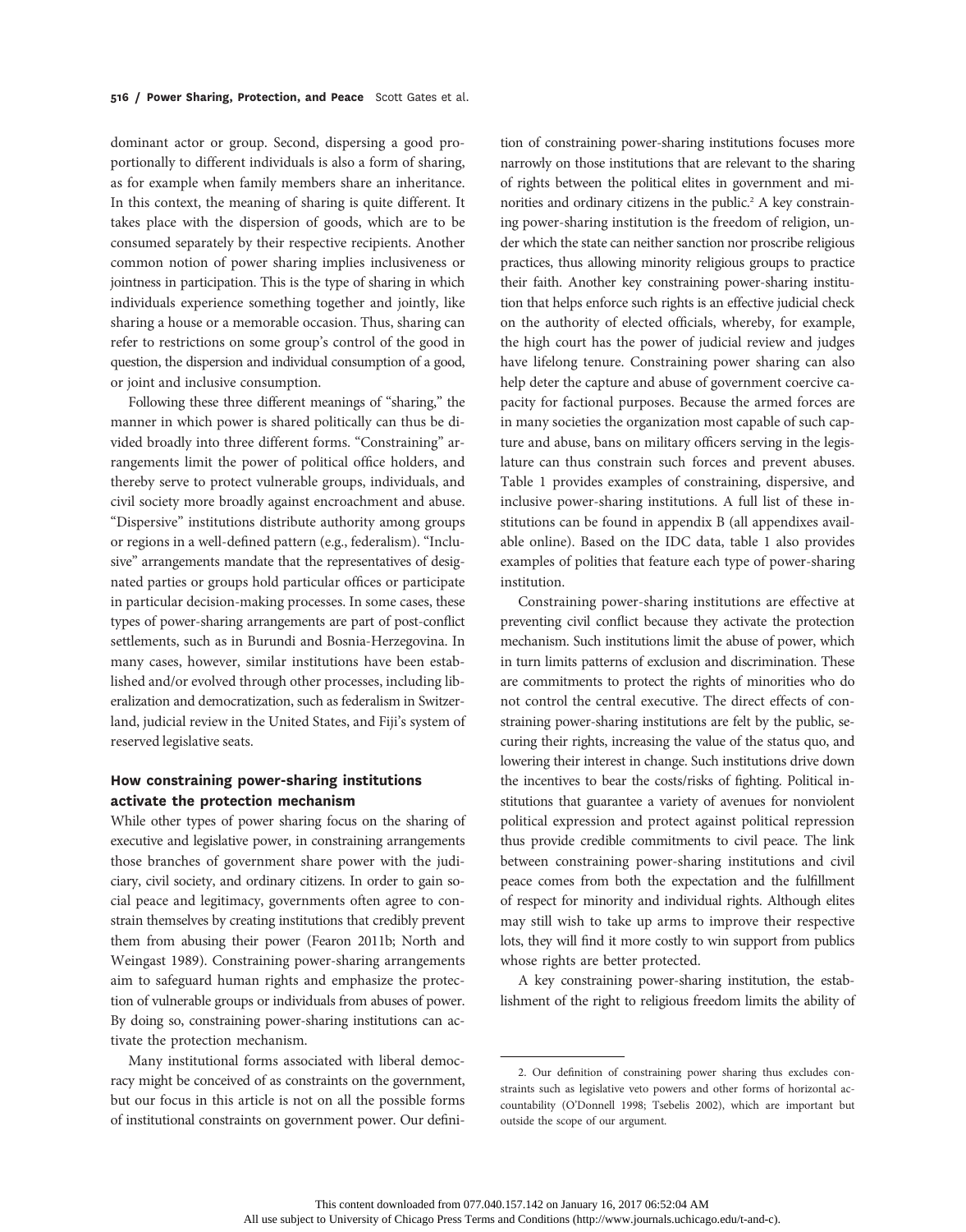dominant actor or group. Second, dispersing a good proportionally to different individuals is also a form of sharing, as for example when family members share an inheritance. In this context, the meaning of sharing is quite different. It takes place with the dispersion of goods, which are to be consumed separately by their respective recipients. Another common notion of power sharing implies inclusiveness or jointness in participation. This is the type of sharing in which individuals experience something together and jointly, like sharing a house or a memorable occasion. Thus, sharing can refer to restrictions on some group's control of the good in question, the dispersion and individual consumption of a good, or joint and inclusive consumption.

Following these three different meanings of "sharing," the manner in which power is shared politically can thus be divided broadly into three different forms. "Constraining" arrangements limit the power of political office holders, and thereby serve to protect vulnerable groups, individuals, and civil society more broadly against encroachment and abuse. "Dispersive" institutions distribute authority among groups or regions in a well-defined pattern (e.g., federalism). "Inclusive" arrangements mandate that the representatives of designated parties or groups hold particular offices or participate in particular decision-making processes. In some cases, these types of power-sharing arrangements are part of post-conflict settlements, such as in Burundi and Bosnia-Herzegovina. In many cases, however, similar institutions have been established and/or evolved through other processes, including liberalization and democratization, such as federalism in Switzerland, judicial review in the United States, and Fiji's system of reserved legislative seats.

## How constraining power-sharing institutions activate the protection mechanism

While other types of power sharing focus on the sharing of executive and legislative power, in constraining arrangements those branches of government share power with the judiciary, civil society, and ordinary citizens. In order to gain social peace and legitimacy, governments often agree to constrain themselves by creating institutions that credibly prevent them from abusing their power (Fearon 2011b; North and Weingast 1989). Constraining power-sharing arrangements aim to safeguard human rights and emphasize the protection of vulnerable groups or individuals from abuses of power. By doing so, constraining power-sharing institutions can activate the protection mechanism.

Many institutional forms associated with liberal democracy might be conceived of as constraints on the government, but our focus in this article is not on all the possible forms of institutional constraints on government power. Our definition of constraining power-sharing institutions focuses more narrowly on those institutions that are relevant to the sharing of rights between the political elites in government and minorities and ordinary citizens in the public.[2] A key constraining power-sharing institution is the freedom of religion, under which the state can neither sanction nor proscribe religious practices, thus allowing minority religious groups to practice their faith. Another key constraining power-sharing institution that helps enforce such rights is an effective judicial check on the authority of elected officials, whereby, for example, the high court has the power of judicial review and judges have lifelong tenure. Constraining power sharing can also help deter the capture and abuse of government coercive capacity for factional purposes. Because the armed forces are in many societies the organization most capable of such capture and abuse, bans on military officers serving in the legislature can thus constrain such forces and prevent abuses. Table 1 provides examples of constraining, dispersive, and inclusive power-sharing institutions. A full list of these institutions can be found in appendix B (all appendixes available online). Based on the IDC data, table 1 also provides examples of polities that feature each type of power-sharing institution.

Constraining power-sharing institutions are effective at preventing civil conflict because they activate the protection mechanism. Such institutions limit the abuse of power, which in turn limits patterns of exclusion and discrimination. These are commitments to protect the rights of minorities who do not control the central executive. The direct effects of constraining power-sharing institutions are felt by the public, securing their rights, increasing the value of the status quo, and lowering their interest in change. Such institutions drive down the incentives to bear the costs/risks of fighting. Political institutions that guarantee a variety of avenues for nonviolent political expression and protect against political repression thus provide credible commitments to civil peace. The link between constraining power-sharing institutions and civil peace comes from both the expectation and the fulfillment of respect for minority and individual rights. Although elites may still wish to take up arms to improve their respective lots, they will find it more costly to win support from publics whose rights are better protected.

A key constraining power-sharing institution, the establishment of the right to religious freedom limits the ability of

2. Our definition of constraining power sharing thus excludes constraints such as legislative veto powers and other forms of horizontal accountability (O'Donnell 1998; Tsebelis 2002), which are important but outside the scope of our argument.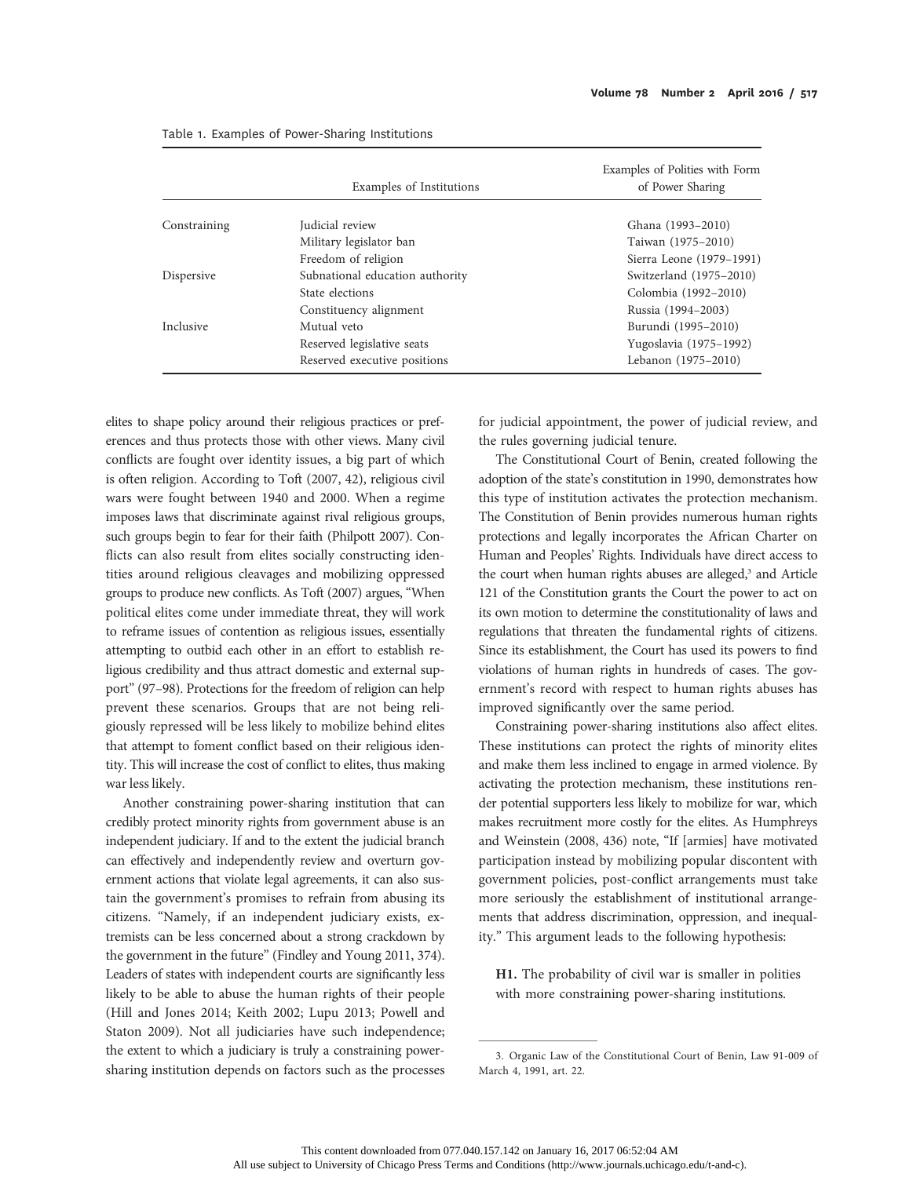Table 1. Examples of Power-Sharing Institutions

| | Examples of Institutions | Examples of Polities with Form of Power Sharing |
|---|---|---|
| Constraining | Judicial review | Ghana (1993–2010) |
| | Military legislator ban | Taiwan (1975–2010) |
| | Freedom of religion | Sierra Leone (1979–1991) |
| Dispersive | Subnational education authority | Switzerland (1975–2010) |
| | State elections | Colombia (1992–2010) |
| | Constituency alignment | Russia (1994–2003) |
| Inclusive | Mutual veto | Burundi (1995–2010) |
| | Reserved legislative seats | Yugoslavia (1975–1992) |
| | Reserved executive positions | Lebanon (1975–2010) |

elites to shape policy around their religious practices or preferences and thus protects those with other views. Many civil conflicts are fought over identity issues, a big part of which is often religion. According to Toft (2007, 42), religious civil wars were fought between 1940 and 2000. When a regime imposes laws that discriminate against rival religious groups, such groups begin to fear for their faith (Philpott 2007). Conflicts can also result from elites socially constructing identities around religious cleavages and mobilizing oppressed groups to produce new conflicts. As Toft (2007) argues, "When political elites come under immediate threat, they will work to reframe issues of contention as religious issues, essentially attempting to outbid each other in an effort to establish religious credibility and thus attract domestic and external support" (97–98). Protections for the freedom of religion can help prevent these scenarios. Groups that are not being religiously repressed will be less likely to mobilize behind elites that attempt to foment conflict based on their religious identity. This will increase the cost of conflict to elites, thus making war less likely.

Another constraining power-sharing institution that can credibly protect minority rights from government abuse is an independent judiciary. If and to the extent the judicial branch can effectively and independently review and overturn government actions that violate legal agreements, it can also sustain the government's promises to refrain from abusing its citizens. "Namely, if an independent judiciary exists, extremists can be less concerned about a strong crackdown by the government in the future" (Findley and Young 2011, 374). Leaders of states with independent courts are significantly less likely to be able to abuse the human rights of their people (Hill and Jones 2014; Keith 2002; Lupu 2013; Powell and Staton 2009). Not all judiciaries have such independence; the extent to which a judiciary is truly a constraining power-sharing institution depends on factors such as the processes for judicial appointment, the power of judicial review, and the rules governing judicial tenure.

The Constitutional Court of Benin, created following the adoption of the state's constitution in 1990, demonstrates how this type of institution activates the protection mechanism. The Constitution of Benin provides numerous human rights protections and legally incorporates the African Charter on Human and Peoples' Rights. Individuals have direct access to the court when human rights abuses are alleged,[3] and Article 121 of the Constitution grants the Court the power to act on its own motion to determine the constitutionality of laws and regulations that threaten the fundamental rights of citizens. Since its establishment, the Court has used its powers to find violations of human rights in hundreds of cases. The government's record with respect to human rights abuses has improved significantly over the same period.

Constraining power-sharing institutions also affect elites. These institutions can protect the rights of minority elites and make them less inclined to engage in armed violence. By activating the protection mechanism, these institutions render potential supporters less likely to mobilize for war, which makes recruitment more costly for the elites. As Humphreys and Weinstein (2008, 436) note, "If [armies] have motivated participation instead by mobilizing popular discontent with government policies, post-conflict arrangements must take more seriously the establishment of institutional arrangements that address discrimination, oppression, and inequality." This argument leads to the following hypothesis:

**H1.** The probability of civil war is smaller in polities with more constraining power-sharing institutions.

3. Organic Law of the Constitutional Court of Benin, Law 91-009 of March 4, 1991, art. 22.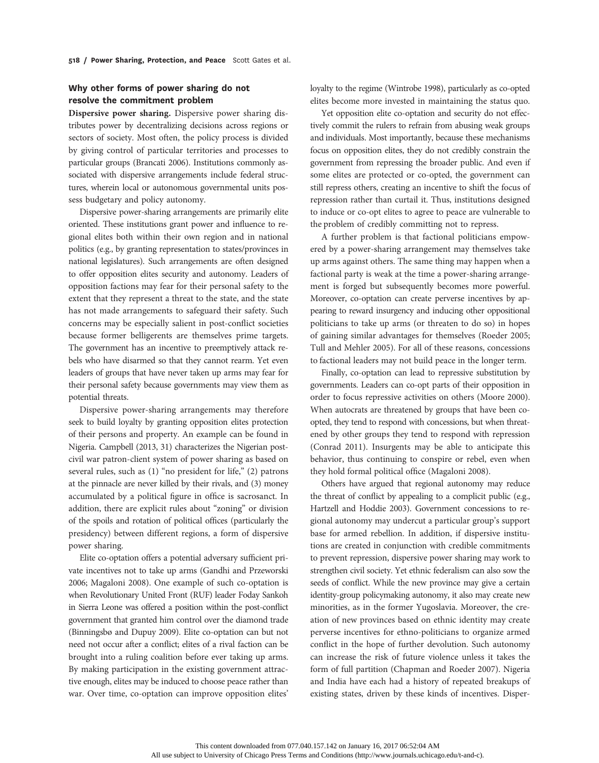### Why other forms of power sharing do not resolve the commitment problem

**Dispersive power sharing.** Dispersive power sharing distributes power by decentralizing decisions across regions or sectors of society. Most often, the policy process is divided by giving control of particular territories and processes to particular groups (Brancati 2006). Institutions commonly associated with dispersive arrangements include federal structures, wherein local or autonomous governmental units possess budgetary and policy autonomy.

Dispersive power-sharing arrangements are primarily elite oriented. These institutions grant power and influence to regional elites both within their own region and in national politics (e.g., by granting representation to states/provinces in national legislatures). Such arrangements are often designed to offer opposition elites security and autonomy. Leaders of opposition factions may fear for their personal safety to the extent that they represent a threat to the state, and the state has not made arrangements to safeguard their safety. Such concerns may be especially salient in post-conflict societies because former belligerents are themselves prime targets. The government has an incentive to preemptively attack rebels who have disarmed so that they cannot rearm. Yet even leaders of groups that have never taken up arms may fear for their personal safety because governments may view them as potential threats.

Dispersive power-sharing arrangements may therefore seek to build loyalty by granting opposition elites protection of their persons and property. An example can be found in Nigeria. Campbell (2013, 31) characterizes the Nigerian post-civil war patron-client system of power sharing as based on several rules, such as (1) "no president for life," (2) patrons at the pinnacle are never killed by their rivals, and (3) money accumulated by a political figure in office is sacrosanct. In addition, there are explicit rules about "zoning" or division of the spoils and rotation of political offices (particularly the presidency) between different regions, a form of dispersive power sharing.

Elite co-optation offers a potential adversary sufficient private incentives not to take up arms (Gandhi and Przeworski 2006; Magaloni 2008). One example of such co-optation is when Revolutionary United Front (RUF) leader Foday Sankoh in Sierra Leone was offered a position within the post-conflict government that granted him control over the diamond trade (Binningsbø and Dupuy 2009). Elite co-optation can but not need not occur after a conflict; elites of a rival faction can be brought into a ruling coalition before ever taking up arms. By making participation in the existing government attractive enough, elites may be induced to choose peace rather than war. Over time, co-optation can improve opposition elites' loyalty to the regime (Wintrobe 1998), particularly as co-opted elites become more invested in maintaining the status quo.

Yet opposition elite co-optation and security do not effectively commit the rulers to refrain from abusing weak groups and individuals. Most importantly, because these mechanisms focus on opposition elites, they do not credibly constrain the government from repressing the broader public. And even if some elites are protected or co-opted, the government can still repress others, creating an incentive to shift the focus of repression rather than curtail it. Thus, institutions designed to induce or co-opt elites to agree to peace are vulnerable to the problem of credibly committing not to repress.

A further problem is that factional politicians empowered by a power-sharing arrangement may themselves take up arms against others. The same thing may happen when a factional party is weak at the time a power-sharing arrangement is forged but subsequently becomes more powerful. Moreover, co-optation can create perverse incentives by appearing to reward insurgency and inducing other oppositional politicians to take up arms (or threaten to do so) in hopes of gaining similar advantages for themselves (Roeder 2005; Tull and Mehler 2005). For all of these reasons, concessions to factional leaders may not build peace in the longer term.

Finally, co-optation can lead to repressive substitution by governments. Leaders can co-opt parts of their opposition in order to focus repressive activities on others (Moore 2000). When autocrats are threatened by groups that have been co-opted, they tend to respond with concessions, but when threatened by other groups they tend to respond with repression (Conrad 2011). Insurgents may be able to anticipate this behavior, thus continuing to conspire or rebel, even when they hold formal political office (Magaloni 2008).

Others have argued that regional autonomy may reduce the threat of conflict by appealing to a complicit public (e.g., Hartzell and Hoddie 2003). Government concessions to regional autonomy may undercut a particular group's support base for armed rebellion. In addition, if dispersive institutions are created in conjunction with credible commitments to prevent repression, dispersive power sharing may work to strengthen civil society. Yet ethnic federalism can also sow the seeds of conflict. While the new province may give a certain identity-group policymaking autonomy, it also may create new minorities, as in the former Yugoslavia. Moreover, the creation of new provinces based on ethnic identity may create perverse incentives for ethno-politicians to organize armed conflict in the hope of further devolution. Such autonomy can increase the risk of future violence unless it takes the form of full partition (Chapman and Roeder 2007). Nigeria and India have each had a history of repeated breakups of existing states, driven by these kinds of incentives. Disper-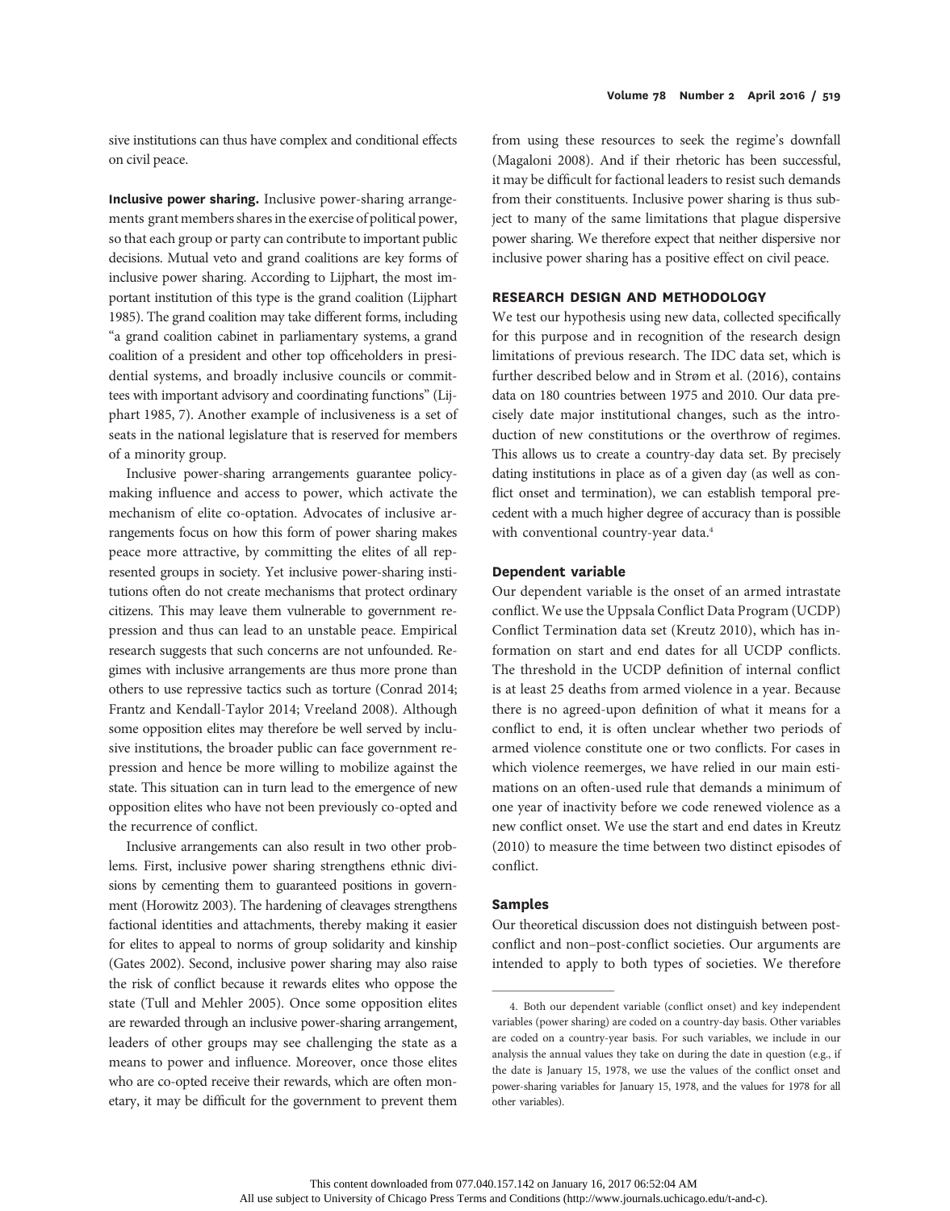sive institutions can thus have complex and conditional effects on civil peace.

**Inclusive power sharing.** Inclusive power-sharing arrangements grant members shares in the exercise of political power, so that each group or party can contribute to important public decisions. Mutual veto and grand coalitions are key forms of inclusive power sharing. According to Lijphart, the most important institution of this type is the grand coalition (Lijphart 1985). The grand coalition may take different forms, including "a grand coalition cabinet in parliamentary systems, a grand coalition of a president and other top officeholders in presidential systems, and broadly inclusive councils or committees with important advisory and coordinating functions" (Lijphart 1985, 7). Another example of inclusiveness is a set of seats in the national legislature that is reserved for members of a minority group.

Inclusive power-sharing arrangements guarantee policymaking influence and access to power, which activate the mechanism of elite co-optation. Advocates of inclusive arrangements focus on how this form of power sharing makes peace more attractive, by committing the elites of all represented groups in society. Yet inclusive power-sharing institutions often do not create mechanisms that protect ordinary citizens. This may leave them vulnerable to government repression and thus can lead to an unstable peace. Empirical research suggests that such concerns are not unfounded. Regimes with inclusive arrangements are thus more prone than others to use repressive tactics such as torture (Conrad 2014; Frantz and Kendall-Taylor 2014; Vreeland 2008). Although some opposition elites may therefore be well served by inclusive institutions, the broader public can face government repression and hence be more willing to mobilize against the state. This situation can in turn lead to the emergence of new opposition elites who have not been previously co-opted and the recurrence of conflict.

Inclusive arrangements can also result in two other problems. First, inclusive power sharing strengthens ethnic divisions by cementing them to guaranteed positions in government (Horowitz 2003). The hardening of cleavages strengthens factional identities and attachments, thereby making it easier for elites to appeal to norms of group solidarity and kinship (Gates 2002). Second, inclusive power sharing may also raise the risk of conflict because it rewards elites who oppose the state (Tull and Mehler 2005). Once some opposition elites are rewarded through an inclusive power-sharing arrangement, leaders of other groups may see challenging the state as a means to power and influence. Moreover, once those elites who are co-opted receive their rewards, which are often monetary, it may be difficult for the government to prevent them from using these resources to seek the regime's downfall (Magaloni 2008). And if their rhetoric has been successful, it may be difficult for factional leaders to resist such demands from their constituents. Inclusive power sharing is thus subject to many of the same limitations that plague dispersive power sharing. We therefore expect that neither dispersive nor inclusive power sharing has a positive effect on civil peace.

## RESEARCH DESIGN AND METHODOLOGY

We test our hypothesis using new data, collected specifically for this purpose and in recognition of the research design limitations of previous research. The IDC data set, which is further described below and in Strøm et al. (2016), contains data on 180 countries between 1975 and 2010. Our data precisely date major institutional changes, such as the introduction of new constitutions or the overthrow of regimes. This allows us to create a country-day data set. By precisely dating institutions in place as of a given day (as well as conflict onset and termination), we can establish temporal precedent with a much higher degree of accuracy than is possible with conventional country-year data.[4]

### Dependent variable

Our dependent variable is the onset of an armed intrastate conflict. We use the Uppsala Conflict Data Program (UCDP) Conflict Termination data set (Kreutz 2010), which has information on start and end dates for all UCDP conflicts. The threshold in the UCDP definition of internal conflict is at least 25 deaths from armed violence in a year. Because there is no agreed-upon definition of what it means for a conflict to end, it is often unclear whether two periods of armed violence constitute one or two conflicts. For cases in which violence reemerges, we have relied in our main estimations on an often-used rule that demands a minimum of one year of inactivity before we code renewed violence as a new conflict onset. We use the start and end dates in Kreutz (2010) to measure the time between two distinct episodes of conflict.

### Samples

Our theoretical discussion does not distinguish between post-conflict and non–post-conflict societies. Our arguments are intended to apply to both types of societies. We therefore

---

4. Both our dependent variable (conflict onset) and key independent variables (power sharing) are coded on a country-day basis. Other variables are coded on a country-year basis. For such variables, we include in our analysis the annual values they take on during the date in question (e.g., if the date is January 15, 1978, we use the values of the conflict onset and power-sharing variables for January 15, 1978, and the values for 1978 for all other variables).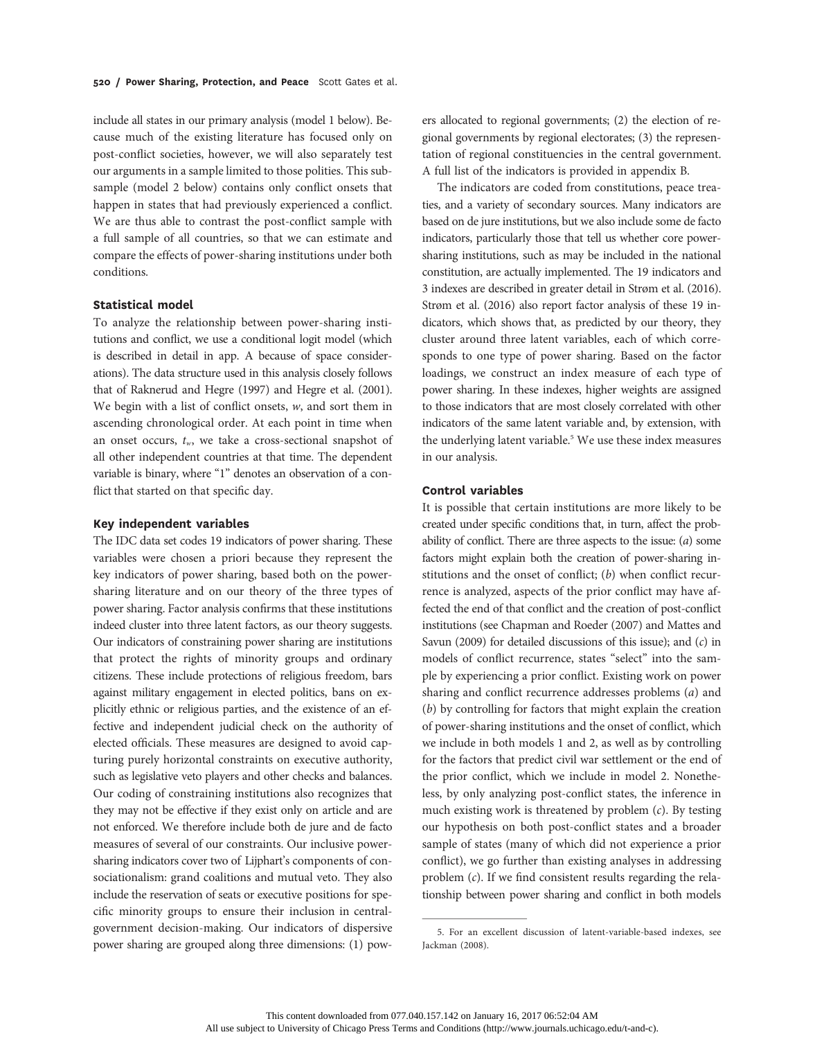include all states in our primary analysis (model 1 below). Because much of the existing literature has focused only on post-conflict societies, however, we will also separately test our arguments in a sample limited to those polities. This subsample (model 2 below) contains only conflict onsets that happen in states that had previously experienced a conflict. We are thus able to contrast the post-conflict sample with a full sample of all countries, so that we can estimate and compare the effects of power-sharing institutions under both conditions.

### Statistical model

To analyze the relationship between power-sharing institutions and conflict, we use a conditional logit model (which is described in detail in app. A because of space considerations). The data structure used in this analysis closely follows that of Raknerud and Hegre (1997) and Hegre et al. (2001). We begin with a list of conflict onsets, $w$, and sort them in ascending chronological order. At each point in time when an onset occurs, $t_w$, we take a cross-sectional snapshot of all other independent countries at that time. The dependent variable is binary, where "1" denotes an observation of a conflict that started on that specific day.

### Key independent variables

The IDC data set codes 19 indicators of power sharing. These variables were chosen a priori because they represent the key indicators of power sharing, based both on the power-sharing literature and on our theory of the three types of power sharing. Factor analysis confirms that these institutions indeed cluster into three latent factors, as our theory suggests. Our indicators of constraining power sharing are institutions that protect the rights of minority groups and ordinary citizens. These include protections of religious freedom, bars against military engagement in elected politics, bans on explicitly ethnic or religious parties, and the existence of an effective and independent judicial check on the authority of elected officials. These measures are designed to avoid capturing purely horizontal constraints on executive authority, such as legislative veto players and other checks and balances. Our coding of constraining institutions also recognizes that they may not be effective if they exist only on article and are not enforced. We therefore include both de jure and de facto measures of several of our constraints. Our inclusive power-sharing indicators cover two of Lijphart's components of consociationalism: grand coalitions and mutual veto. They also include the reservation of seats or executive positions for specific minority groups to ensure their inclusion in central-government decision-making. Our indicators of dispersive power sharing are grouped along three dimensions: (1) powers allocated to regional governments; (2) the election of regional governments by regional electorates; (3) the representation of regional constituencies in the central government. A full list of the indicators is provided in appendix B.

The indicators are coded from constitutions, peace treaties, and a variety of secondary sources. Many indicators are based on de jure institutions, but we also include some de facto indicators, particularly those that tell us whether core power-sharing institutions, such as may be included in the national constitution, are actually implemented. The 19 indicators and 3 indexes are described in greater detail in Strøm et al. (2016). Strøm et al. (2016) also report factor analysis of these 19 indicators, which shows that, as predicted by our theory, they cluster around three latent variables, each of which corresponds to one type of power sharing. Based on the factor loadings, we construct an index measure of each type of power sharing. In these indexes, higher weights are assigned to those indicators that are most closely correlated with other indicators of the same latent variable and, by extension, with the underlying latent variable.[5] We use these index measures in our analysis.

### Control variables

It is possible that certain institutions are more likely to be created under specific conditions that, in turn, affect the probability of conflict. There are three aspects to the issue: (*a*) some factors might explain both the creation of power-sharing institutions and the onset of conflict; (*b*) when conflict recurrence is analyzed, aspects of the prior conflict may have affected the end of that conflict and the creation of post-conflict institutions (see Chapman and Roeder (2007) and Mattes and Savun (2009) for detailed discussions of this issue); and (*c*) in models of conflict recurrence, states "select" into the sample by experiencing a prior conflict. Existing work on power sharing and conflict recurrence addresses problems (*a*) and (*b*) by controlling for factors that might explain the creation of power-sharing institutions and the onset of conflict, which we include in both models 1 and 2, as well as by controlling for the factors that predict civil war settlement or the end of the prior conflict, which we include in model 2. Nonetheless, by only analyzing post-conflict states, the inference in much existing work is threatened by problem (*c*). By testing our hypothesis on both post-conflict states and a broader sample of states (many of which did not experience a prior conflict), we go further than existing analyses in addressing problem (*c*). If we find consistent results regarding the relationship between power sharing and conflict in both models

5. For an excellent discussion of latent-variable-based indexes, see Jackman (2008).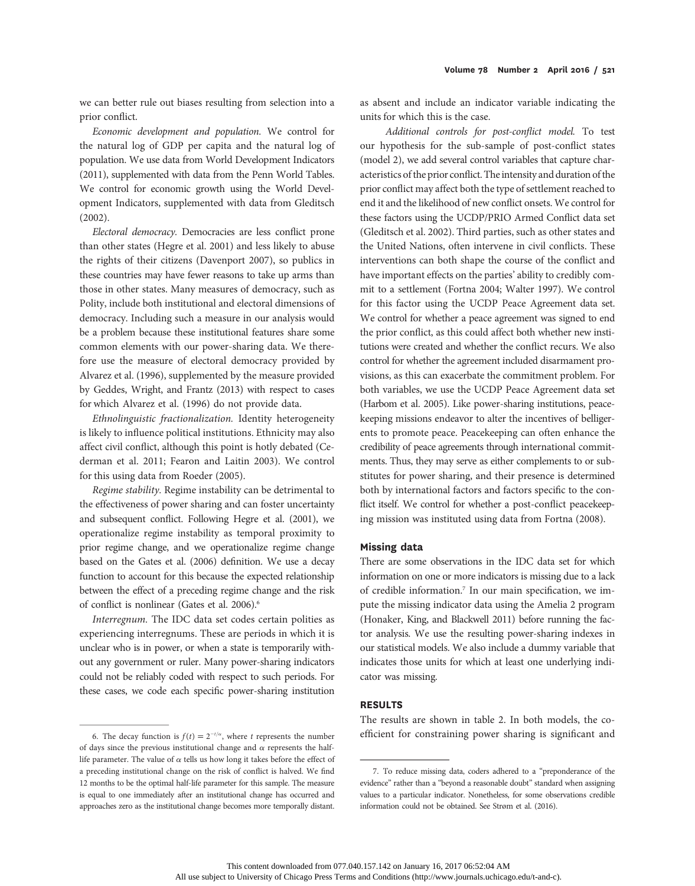we can better rule out biases resulting from selection into a prior conflict.

*Economic development and population.* We control for the natural log of GDP per capita and the natural log of population. We use data from World Development Indicators (2011), supplemented with data from the Penn World Tables. We control for economic growth using the World Development Indicators, supplemented with data from Gleditsch (2002).

*Electoral democracy.* Democracies are less conflict prone than other states (Hegre et al. 2001) and less likely to abuse the rights of their citizens (Davenport 2007), so publics in these countries may have fewer reasons to take up arms than those in other states. Many measures of democracy, such as Polity, include both institutional and electoral dimensions of democracy. Including such a measure in our analysis would be a problem because these institutional features share some common elements with our power-sharing data. We therefore use the measure of electoral democracy provided by Alvarez et al. (1996), supplemented by the measure provided by Geddes, Wright, and Frantz (2013) with respect to cases for which Alvarez et al. (1996) do not provide data.

*Ethnolinguistic fractionalization.* Identity heterogeneity is likely to influence political institutions. Ethnicity may also affect civil conflict, although this point is hotly debated (Cederman et al. 2011; Fearon and Laitin 2003). We control for this using data from Roeder (2005).

*Regime stability.* Regime instability can be detrimental to the effectiveness of power sharing and can foster uncertainty and subsequent conflict. Following Hegre et al. (2001), we operationalize regime instability as temporal proximity to prior regime change, and we operationalize regime change based on the Gates et al. (2006) definition. We use a decay function to account for this because the expected relationship between the effect of a preceding regime change and the risk of conflict is nonlinear (Gates et al. 2006).[6]

*Interregnum.* The IDC data set codes certain polities as experiencing interregnums. These are periods in which it is unclear who is in power, or when a state is temporarily without any government or ruler. Many power-sharing indicators could not be reliably coded with respect to such periods. For these cases, we code each specific power-sharing institution as absent and include an indicator variable indicating the units for which this is the case.

*Additional controls for post-conflict model.* To test our hypothesis for the sub-sample of post-conflict states (model 2), we add several control variables that capture characteristics of the prior conflict. The intensity and duration of the prior conflict may affect both the type of settlement reached to end it and the likelihood of new conflict onsets. We control for these factors using the UCDP/PRIO Armed Conflict data set (Gleditsch et al. 2002). Third parties, such as other states and the United Nations, often intervene in civil conflicts. These interventions can both shape the course of the conflict and have important effects on the parties' ability to credibly commit to a settlement (Fortna 2004; Walter 1997). We control for this factor using the UCDP Peace Agreement data set. We control for whether a peace agreement was signed to end the prior conflict, as this could affect both whether new institutions were created and whether the conflict recurs. We also control for whether the agreement included disarmament provisions, as this can exacerbate the commitment problem. For both variables, we use the UCDP Peace Agreement data set (Harbom et al. 2005). Like power-sharing institutions, peacekeeping missions endeavor to alter the incentives of belligerents to promote peace. Peacekeeping can often enhance the credibility of peace agreements through international commitments. Thus, they may serve as either complements to or substitutes for power sharing, and their presence is determined both by international factors and factors specific to the conflict itself. We control for whether a post-conflict peacekeeping mission was instituted using data from Fortna (2008).

### Missing data

There are some observations in the IDC data set for which information on one or more indicators is missing due to a lack of credible information.[7] In our main specification, we impute the missing indicator data using the Amelia 2 program (Honaker, King, and Blackwell 2011) before running the factor analysis. We use the resulting power-sharing indexes in our statistical models. We also include a dummy variable that indicates those units for which at least one underlying indicator was missing.

## RESULTS

The results are shown in table 2. In both models, the coefficient for constraining power sharing is significant and

---

6. The decay function is $f(t) = 2^{-t/\alpha}$, where $t$ represents the number of days since the previous institutional change and $\alpha$ represents the half-life parameter. The value of $\alpha$ tells us how long it takes before the effect of a preceding institutional change on the risk of conflict is halved. We find 12 months to be the optimal half-life parameter for this sample. The measure is equal to one immediately after an institutional change has occurred and approaches zero as the institutional change becomes more temporally distant.

7. To reduce missing data, coders adhered to a "preponderance of the evidence" rather than a "beyond a reasonable doubt" standard when assigning values to a particular indicator. Nonetheless, for some observations credible information could not be obtained. See Strøm et al. (2016).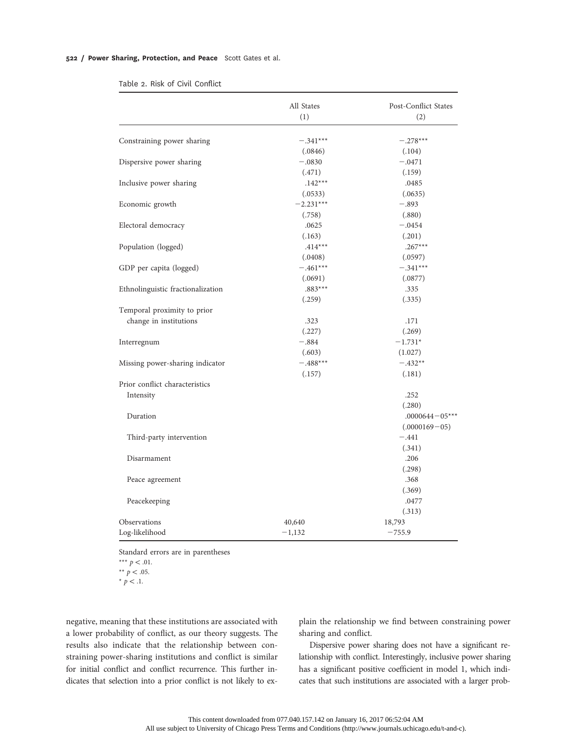Table 2. Risk of Civil Conflict

| | All States (1) | Post-Conflict States (2) |
|---|---|---|
| Constraining power sharing | −.341*** | −.278*** |
| | (.0846) | (.104) |
| Dispersive power sharing | −.0830 | −.0471 |
| | (.471) | (.159) |
| Inclusive power sharing | .142*** | .0485 |
| | (.0533) | (.0635) |
| Economic growth | −2.231*** | −.893 |
| | (.758) | (.880) |
| Electoral democracy | .0625 | −.0454 |
| | (.163) | (.201) |
| Population (logged) | .414*** | .267*** |
| | (.0408) | (.0597) |
| GDP per capita (logged) | −.461*** | −.341*** |
| | (.0691) | (.0877) |
| Ethnolinguistic fractionalization | .883*** | .335 |
| | (.259) | (.335) |
| Temporal proximity to prior change in institutions | .323 | .171 |
| | (.227) | (.269) |
| Interregnum | −.884 | −1.731* |
| | (.603) | (1.027) |
| Missing power-sharing indicator | −.488*** | −.432** |
| | (.157) | (.181) |
| Prior conflict characteristics | | |
| Intensity | | .252 |
| | | (.280) |
| Duration | | .0000644−05*** |
| | | (.0000169−05) |
| Third-party intervention | | −.441 |
| | | (.341) |
| Disarmament | | .206 |
| | | (.298) |
| Peace agreement | | .368 |
| | | (.369) |
| Peacekeeping | | .0477 |
| | | (.313) |
| Observations | 40,640 | 18,793 |
| Log-likelihood | −1,132 | −755.9 |

Standard errors are in parentheses
*** $p < .01$.
** $p < .05$.
* $p < .1$.

negative, meaning that these institutions are associated with a lower probability of conflict, as our theory suggests. The results also indicate that the relationship between constraining power-sharing institutions and conflict is similar for initial conflict and conflict recurrence. This further indicates that selection into a prior conflict is not likely to explain the relationship we find between constraining power sharing and conflict.

Dispersive power sharing does not have a significant relationship with conflict. Interestingly, inclusive power sharing has a significant positive coefficient in model 1, which indicates that such institutions are associated with a larger prob-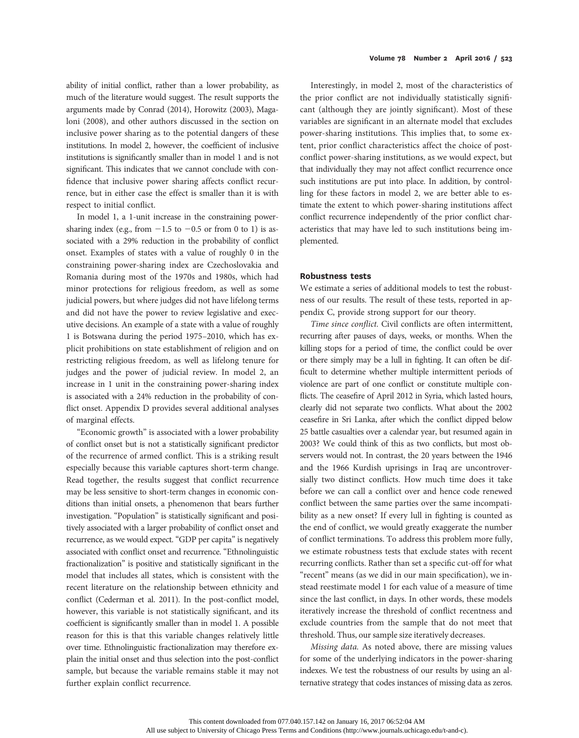ability of initial conflict, rather than a lower probability, as much of the literature would suggest. The result supports the arguments made by Conrad (2014), Horowitz (2003), Magaloni (2008), and other authors discussed in the section on inclusive power sharing as to the potential dangers of these institutions. In model 2, however, the coefficient of inclusive institutions is significantly smaller than in model 1 and is not significant. This indicates that we cannot conclude with confidence that inclusive power sharing affects conflict recurrence, but in either case the effect is smaller than it is with respect to initial conflict.

In model 1, a 1-unit increase in the constraining power-sharing index (e.g., from −1.5 to −0.5 or from 0 to 1) is associated with a 29% reduction in the probability of conflict onset. Examples of states with a value of roughly 0 in the constraining power-sharing index are Czechoslovakia and Romania during most of the 1970s and 1980s, which had minor protections for religious freedom, as well as some judicial powers, but where judges did not have lifelong terms and did not have the power to review legislative and executive decisions. An example of a state with a value of roughly 1 is Botswana during the period 1975–2010, which has explicit prohibitions on state establishment of religion and on restricting religious freedom, as well as lifelong tenure for judges and the power of judicial review. In model 2, an increase in 1 unit in the constraining power-sharing index is associated with a 24% reduction in the probability of conflict onset. Appendix D provides several additional analyses of marginal effects.

"Economic growth" is associated with a lower probability of conflict onset but is not a statistically significant predictor of the recurrence of armed conflict. This is a striking result especially because this variable captures short-term change. Read together, the results suggest that conflict recurrence may be less sensitive to short-term changes in economic conditions than initial onsets, a phenomenon that bears further investigation. "Population" is statistically significant and positively associated with a larger probability of conflict onset and recurrence, as we would expect. "GDP per capita" is negatively associated with conflict onset and recurrence. "Ethnolinguistic fractionalization" is positive and statistically significant in the model that includes all states, which is consistent with the recent literature on the relationship between ethnicity and conflict (Cederman et al. 2011). In the post-conflict model, however, this variable is not statistically significant, and its coefficient is significantly smaller than in model 1. A possible reason for this is that this variable changes relatively little over time. Ethnolinguistic fractionalization may therefore explain the initial onset and thus selection into the post-conflict sample, but because the variable remains stable it may not further explain conflict recurrence.

Interestingly, in model 2, most of the characteristics of the prior conflict are not individually statistically significant (although they are jointly significant). Most of these variables are significant in an alternate model that excludes power-sharing institutions. This implies that, to some extent, prior conflict characteristics affect the choice of post-conflict power-sharing institutions, as we would expect, but that individually they may not affect conflict recurrence once such institutions are put into place. In addition, by controlling for these factors in model 2, we are better able to estimate the extent to which power-sharing institutions affect conflict recurrence independently of the prior conflict characteristics that may have led to such institutions being implemented.

### Robustness tests

We estimate a series of additional models to test the robustness of our results. The result of these tests, reported in appendix C, provide strong support for our theory.

*Time since conflict.* Civil conflicts are often intermittent, recurring after pauses of days, weeks, or months. When the killing stops for a period of time, the conflict could be over or there simply may be a lull in fighting. It can often be difficult to determine whether multiple intermittent periods of violence are part of one conflict or constitute multiple conflicts. The ceasefire of April 2012 in Syria, which lasted hours, clearly did not separate two conflicts. What about the 2002 ceasefire in Sri Lanka, after which the conflict dipped below 25 battle casualties over a calendar year, but resumed again in 2003? We could think of this as two conflicts, but most observers would not. In contrast, the 20 years between the 1946 and the 1966 Kurdish uprisings in Iraq are uncontroversially two distinct conflicts. How much time does it take before we can call a conflict over and hence code renewed conflict between the same parties over the same incompatibility as a new onset? If every lull in fighting is counted as the end of conflict, we would greatly exaggerate the number of conflict terminations. To address this problem more fully, we estimate robustness tests that exclude states with recent recurring conflicts. Rather than set a specific cut-off for what "recent" means (as we did in our main specification), we instead reestimate model 1 for each value of a measure of time since the last conflict, in days. In other words, these models iteratively increase the threshold of conflict recentness and exclude countries from the sample that do not meet that threshold. Thus, our sample size iteratively decreases.

*Missing data.* As noted above, there are missing values for some of the underlying indicators in the power-sharing indexes. We test the robustness of our results by using an alternative strategy that codes instances of missing data as zeros.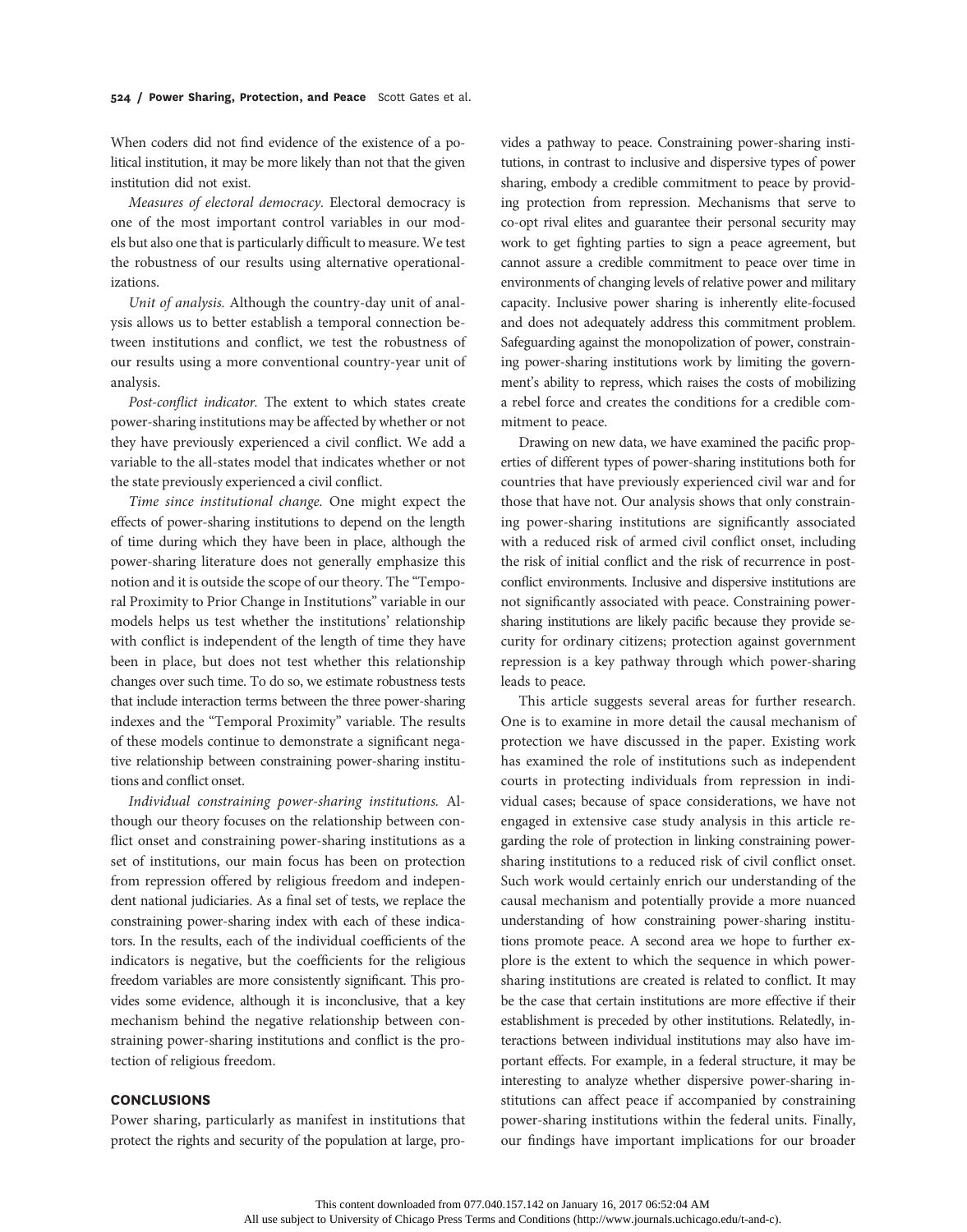When coders did not find evidence of the existence of a political institution, it may be more likely than not that the given institution did not exist.

*Measures of electoral democracy.* Electoral democracy is one of the most important control variables in our models but also one that is particularly difficult to measure. We test the robustness of our results using alternative operationalizations.

*Unit of analysis.* Although the country-day unit of analysis allows us to better establish a temporal connection between institutions and conflict, we test the robustness of our results using a more conventional country-year unit of analysis.

*Post-conflict indicator.* The extent to which states create power-sharing institutions may be affected by whether or not they have previously experienced a civil conflict. We add a variable to the all-states model that indicates whether or not the state previously experienced a civil conflict.

*Time since institutional change.* One might expect the effects of power-sharing institutions to depend on the length of time during which they have been in place, although the power-sharing literature does not generally emphasize this notion and it is outside the scope of our theory. The "Temporal Proximity to Prior Change in Institutions" variable in our models helps us test whether the institutions' relationship with conflict is independent of the length of time they have been in place, but does not test whether this relationship changes over such time. To do so, we estimate robustness tests that include interaction terms between the three power-sharing indexes and the "Temporal Proximity" variable. The results of these models continue to demonstrate a significant negative relationship between constraining power-sharing institutions and conflict onset.

*Individual constraining power-sharing institutions.* Although our theory focuses on the relationship between conflict onset and constraining power-sharing institutions as a set of institutions, our main focus has been on protection from repression offered by religious freedom and independent national judiciaries. As a final set of tests, we replace the constraining power-sharing index with each of these indicators. In the results, each of the individual coefficients of the indicators is negative, but the coefficients for the religious freedom variables are more consistently significant. This provides some evidence, although it is inconclusive, that a key mechanism behind the negative relationship between constraining power-sharing institutions and conflict is the protection of religious freedom.

## CONCLUSIONS

Power sharing, particularly as manifest in institutions that protect the rights and security of the population at large, provides a pathway to peace. Constraining power-sharing institutions, in contrast to inclusive and dispersive types of power sharing, embody a credible commitment to peace by providing protection from repression. Mechanisms that serve to co-opt rival elites and guarantee their personal security may work to get fighting parties to sign a peace agreement, but cannot assure a credible commitment to peace over time in environments of changing levels of relative power and military capacity. Inclusive power sharing is inherently elite-focused and does not adequately address this commitment problem. Safeguarding against the monopolization of power, constraining power-sharing institutions work by limiting the government's ability to repress, which raises the costs of mobilizing a rebel force and creates the conditions for a credible commitment to peace.

Drawing on new data, we have examined the pacific properties of different types of power-sharing institutions both for countries that have previously experienced civil war and for those that have not. Our analysis shows that only constraining power-sharing institutions are significantly associated with a reduced risk of armed civil conflict onset, including the risk of initial conflict and the risk of recurrence in post-conflict environments. Inclusive and dispersive institutions are not significantly associated with peace. Constraining power-sharing institutions are likely pacific because they provide security for ordinary citizens; protection against government repression is a key pathway through which power-sharing leads to peace.

This article suggests several areas for further research. One is to examine in more detail the causal mechanism of protection we have discussed in the paper. Existing work has examined the role of institutions such as independent courts in protecting individuals from repression in individual cases; because of space considerations, we have not engaged in extensive case study analysis in this article regarding the role of protection in linking constraining power-sharing institutions to a reduced risk of civil conflict onset. Such work would certainly enrich our understanding of the causal mechanism and potentially provide a more nuanced understanding of how constraining power-sharing institutions promote peace. A second area we hope to further explore is the extent to which the sequence in which power-sharing institutions are created is related to conflict. It may be the case that certain institutions are more effective if their establishment is preceded by other institutions. Relatedly, interactions between individual institutions may also have important effects. For example, in a federal structure, it may be interesting to analyze whether dispersive power-sharing institutions can affect peace if accompanied by constraining power-sharing institutions within the federal units. Finally, our findings have important implications for our broader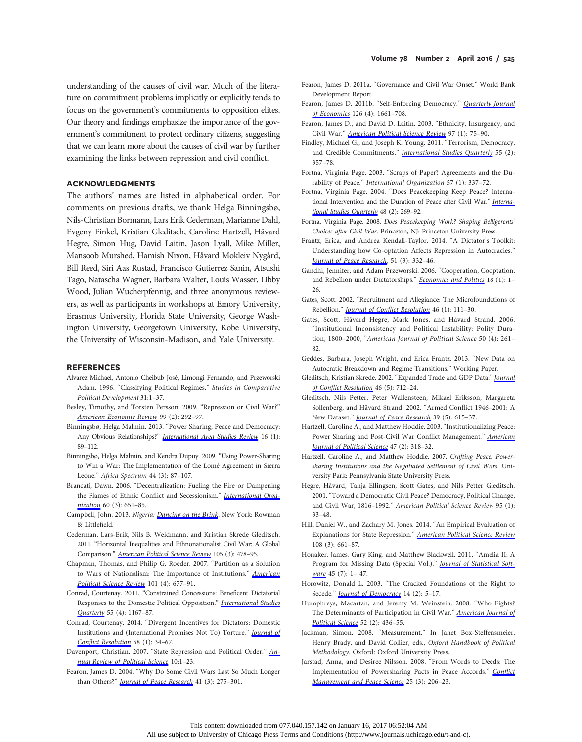understanding of the causes of civil war. Much of the literature on commitment problems implicitly or explicitly tends to focus on the government's commitments to opposition elites. Our theory and findings emphasize the importance of the government's commitment to protect ordinary citizens, suggesting that we can learn more about the causes of civil war by further examining the links between repression and civil conflict.

## ACKNOWLEDGMENTS

The authors' names are listed in alphabetical order. For comments on previous drafts, we thank Helga Binningsbø, Nils-Christian Bormann, Lars Erik Cederman, Marianne Dahl, Evgeny Finkel, Kristian Gleditsch, Caroline Hartzell, Håvard Hegre, Simon Hug, David Laitin, Jason Lyall, Mike Miller, Mansoob Murshed, Hamish Nixon, Håvard Mokleiv Nygård, Bill Reed, Siri Aas Rustad, Francisco Gutierrez Sanin, Atsushi Tago, Natascha Wagner, Barbara Walter, Louis Wasser, Libby Wood, Julian Wucherpfennig, and three anonymous reviewers, as well as participants in workshops at Emory University, Erasmus University, Florida State University, George Washington University, Georgetown University, Kobe University, the University of Wisconsin-Madison, and Yale University.

## REFERENCES

Alvarez Michael, Antonio Cheibub José, Limongi Fernando, and Przeworski Adam. 1996. "Classifying Political Regimes." *Studies in Comparative Political Development* 31:1–37.

Besley, Timothy, and Torsten Persson. 2009. "Repression or Civil War?" *American Economic Review* 99 (2): 292–97.

Binningsbø, Helga Malmin. 2013. "Power Sharing, Peace and Democracy: Any Obvious Relationships?" *International Area Studies Review* 16 (1): 89–112.

Binningsbø, Helga Malmin, and Kendra Dupuy. 2009. "Using Power-Sharing to Win a War: The Implementation of the Lomé Agreement in Sierra Leone." *Africa Spectrum* 44 (3): 87–107.

Brancati, Dawn. 2006. "Decentralization: Fueling the Fire or Dampening the Flames of Ethnic Conflict and Secessionism." *International Organization* 60 (3): 651–85.

Campbell, John. 2013. *Nigeria: Dancing on the Brink*. New York: Rowman & Littlefield.

Cederman, Lars-Erik, Nils B. Weidmann, and Kristian Skrede Gleditsch. 2011. "Horizontal Inequalities and Ethnonationalist Civil War: A Global Comparison." *American Political Science Review* 105 (3): 478–95.

Chapman, Thomas, and Philip G. Roeder. 2007. "Partition as a Solution to Wars of Nationalism: The Importance of Institutions." *American Political Science Review* 101 (4): 677–91.

Conrad, Courtenay. 2011. "Constrained Concessions: Beneficent Dictatorial Responses to the Domestic Political Opposition." *International Studies Quarterly* 55 (4): 1167–87.

Conrad, Courtenay. 2014. "Divergent Incentives for Dictators: Domestic Institutions and (International Promises Not To) Torture." *Journal of Conflict Resolution* 58 (1): 34–67.

Davenport, Christian. 2007. "State Repression and Political Order." *Annual Review of Political Science* 10:1–23.

Fearon, James D. 2004. "Why Do Some Civil Wars Last So Much Longer than Others?" *Journal of Peace Research* 41 (3): 275–301.

Fearon, James D. 2011a. "Governance and Civil War Onset." World Bank Development Report.

Fearon, James D. 2011b. "Self-Enforcing Democracy." *Quarterly Journal of Economics* 126 (4): 1661–708.

Fearon, James D., and David D. Laitin. 2003. "Ethnicity, Insurgency, and Civil War." *American Political Science Review* 97 (1): 75–90.

Findley, Michael G., and Joseph K. Young. 2011. "Terrorism, Democracy, and Credible Commitments." *International Studies Quarterly* 55 (2): 357–78.

Fortna, Virginia Page. 2003. "Scraps of Paper? Agreements and the Durability of Peace." *International Organization* 57 (1): 337–72.

Fortna, Virginia Page. 2004. "Does Peacekeeping Keep Peace? International Intervention and the Duration of Peace after Civil War." *International Studies Quarterly* 48 (2): 269–92.

Fortna, Virginia Page. 2008. *Does Peacekeeping Work? Shaping Belligerents' Choices after Civil War*. Princeton, NJ: Princeton University Press.

Frantz, Erica, and Andrea Kendall-Taylor. 2014. "A Dictator's Toolkit: Understanding how Co-optation Affects Repression in Autocracies." *Journal of Peace Research*, 51 (3): 332–46.

Gandhi, Jennifer, and Adam Przeworski. 2006. "Cooperation, Cooptation, and Rebellion under Dictatorships." *Economics and Politics* 18 (1): 1–26.

Gates, Scott. 2002. "Recruitment and Allegiance: The Microfoundations of Rebellion." *Journal of Conflict Resolution* 46 (1): 111–30.

Gates, Scott, Håvard Hegre, Mark Jones, and Håvard Strand. 2006. "Institutional Inconsistency and Political Instability: Polity Duration, 1800–2000, "*American Journal of Political Science* 50 (4): 261–82.

Geddes, Barbara, Joseph Wright, and Erica Frantz. 2013. "New Data on Autocratic Breakdown and Regime Transitions." Working Paper.

Gleditsch, Kristian Skrede. 2002. "Expanded Trade and GDP Data." *Journal of Conflict Resolution* 46 (5): 712–24.

Gleditsch, Nils Petter, Peter Wallensteen, Mikael Eriksson, Margareta Sollenberg, and Håvard Strand. 2002. "Armed Conflict 1946–2001: A New Dataset." *Journal of Peace Research* 39 (5): 615–37.

Hartzell, Caroline A., and Matthew Hoddie. 2003. "Institutionalizing Peace: Power Sharing and Post-Civil War Conflict Management." *American Journal of Political Science* 47 (2): 318–32.

Hartzell, Caroline A., and Matthew Hoddie. 2007. *Crafting Peace: Power-sharing Institutions and the Negotiated Settlement of Civil Wars*. University Park: Pennsylvania State University Press.

Hegre, Håvard, Tanja Ellingsen, Scott Gates, and Nils Petter Gleditsch. 2001. "Toward a Democratic Civil Peace? Democracy, Political Change, and Civil War, 1816–1992." *American Political Science Review* 95 (1): 33–48.

Hill, Daniel W., and Zachary M. Jones. 2014. "An Empirical Evaluation of Explanations for State Repression." *American Political Science Review* 108 (3): 661–87.

Honaker, James, Gary King, and Matthew Blackwell. 2011. "Amelia II: A Program for Missing Data (Special Vol.)." *Journal of Statistical Software* 45 (7): 1– 47.

Horowitz, Donald L. 2003. "The Cracked Foundations of the Right to Secede." *Journal of Democracy* 14 (2): 5–17.

Humphreys, Macartan, and Jeremy M. Weinstein. 2008. "Who Fights? The Determinants of Participation in Civil War." *American Journal of Political Science* 52 (2): 436–55.

Jackman, Simon. 2008. "Measurement." In Janet Box-Steffensmeier, Henry Brady, and David Collier, eds., *Oxford Handbook of Political Methodology*. Oxford: Oxford University Press.

Jarstad, Anna, and Desiree Nilsson. 2008. "From Words to Deeds: The Implementation of Powersharing Pacts in Peace Accords." *Conflict Management and Peace Science* 25 (3): 206–23.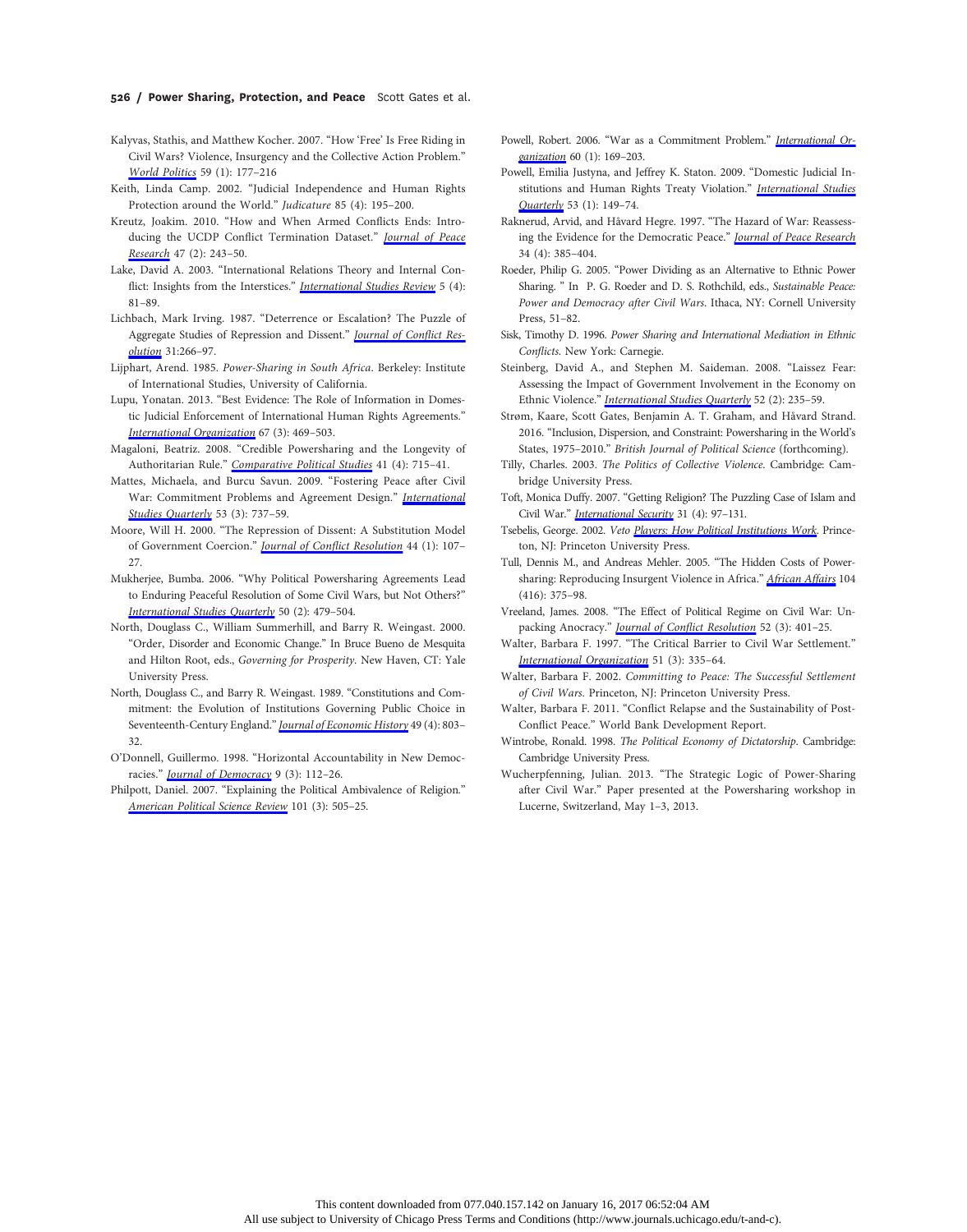Kalyvas, Stathis, and Matthew Kocher. 2007. "How 'Free' Is Free Riding in Civil Wars? Violence, Insurgency and the Collective Action Problem." *World Politics* 59 (1): 177–216

Keith, Linda Camp. 2002. "Judicial Independence and Human Rights Protection around the World." *Judicature* 85 (4): 195–200.

Kreutz, Joakim. 2010. "How and When Armed Conflicts Ends: Introducing the UCDP Conflict Termination Dataset." *Journal of Peace Research* 47 (2): 243–50.

Lake, David A. 2003. "International Relations Theory and Internal Conflict: Insights from the Interstices." *International Studies Review* 5 (4): 81–89.

Lichbach, Mark Irving. 1987. "Deterrence or Escalation? The Puzzle of Aggregate Studies of Repression and Dissent." *Journal of Conflict Resolution* 31:266–97.

Lijphart, Arend. 1985. *Power-Sharing in South Africa*. Berkeley: Institute of International Studies, University of California.

Lupu, Yonatan. 2013. "Best Evidence: The Role of Information in Domestic Judicial Enforcement of International Human Rights Agreements." *International Organization* 67 (3): 469–503.

Magaloni, Beatriz. 2008. "Credible Powersharing and the Longevity of Authoritarian Rule." *Comparative Political Studies* 41 (4): 715–41.

Mattes, Michaela, and Burcu Savun. 2009. "Fostering Peace after Civil War: Commitment Problems and Agreement Design." *International Studies Quarterly* 53 (3): 737–59.

Moore, Will H. 2000. "The Repression of Dissent: A Substitution Model of Government Coercion." *Journal of Conflict Resolution* 44 (1): 107–27.

Mukherjee, Bumba. 2006. "Why Political Powersharing Agreements Lead to Enduring Peaceful Resolution of Some Civil Wars, but Not Others?" *International Studies Quarterly* 50 (2): 479–504.

North, Douglass C., William Summerhill, and Barry R. Weingast. 2000. "Order, Disorder and Economic Change." In Bruce Bueno de Mesquita and Hilton Root, eds., *Governing for Prosperity*. New Haven, CT: Yale University Press.

North, Douglass C., and Barry R. Weingast. 1989. "Constitutions and Commitment: the Evolution of Institutions Governing Public Choice in Seventeenth-Century England." *Journal of Economic History* 49 (4): 803–32.

O'Donnell, Guillermo. 1998. "Horizontal Accountability in New Democracies." *Journal of Democracy* 9 (3): 112–26.

Philpott, Daniel. 2007. "Explaining the Political Ambivalence of Religion." *American Political Science Review* 101 (3): 505–25.

Powell, Robert. 2006. "War as a Commitment Problem." *International Organization* 60 (1): 169–203.

Powell, Emilia Justyna, and Jeffrey K. Staton. 2009. "Domestic Judicial Institutions and Human Rights Treaty Violation." *International Studies Quarterly* 53 (1): 149–74.

Raknerud, Arvid, and Håvard Hegre. 1997. "The Hazard of War: Reassessing the Evidence for the Democratic Peace." *Journal of Peace Research* 34 (4): 385–404.

Roeder, Philip G. 2005. "Power Dividing as an Alternative to Ethnic Power Sharing. " In P. G. Roeder and D. S. Rothchild, eds., *Sustainable Peace: Power and Democracy after Civil Wars*. Ithaca, NY: Cornell University Press, 51–82.

Sisk, Timothy D. 1996. *Power Sharing and International Mediation in Ethnic Conflicts*. New York: Carnegie.

Steinberg, David A., and Stephen M. Saideman. 2008. "Laissez Fear: Assessing the Impact of Government Involvement in the Economy on Ethnic Violence." *International Studies Quarterly* 52 (2): 235–59.

Strøm, Kaare, Scott Gates, Benjamin A. T. Graham, and Håvard Strand. 2016. "Inclusion, Dispersion, and Constraint: Powersharing in the World's States, 1975–2010." *British Journal of Political Science* (forthcoming).

Tilly, Charles. 2003. *The Politics of Collective Violence*. Cambridge: Cambridge University Press.

Toft, Monica Duffy. 2007. "Getting Religion? The Puzzling Case of Islam and Civil War." *International Security* 31 (4): 97–131.

Tsebelis, George. 2002. *Veto Players: How Political Institutions Work*. Princeton, NJ: Princeton University Press.

Tull, Dennis M., and Andreas Mehler. 2005. "The Hidden Costs of Powersharing: Reproducing Insurgent Violence in Africa." *African Affairs* 104 (416): 375–98.

Vreeland, James. 2008. "The Effect of Political Regime on Civil War: Unpacking Anocracy." *Journal of Conflict Resolution* 52 (3): 401–25.

Walter, Barbara F. 1997. "The Critical Barrier to Civil War Settlement." *International Organization* 51 (3): 335–64.

Walter, Barbara F. 2002. *Committing to Peace: The Successful Settlement of Civil Wars*. Princeton, NJ: Princeton University Press.

Walter, Barbara F. 2011. "Conflict Relapse and the Sustainability of Post-Conflict Peace." World Bank Development Report.

Wintrobe, Ronald. 1998. *The Political Economy of Dictatorship*. Cambridge: Cambridge University Press.

Wucherpfenning, Julian. 2013. "The Strategic Logic of Power-Sharing after Civil War." Paper presented at the Powersharing workshop in Lucerne, Switzerland, May 1–3, 2013.